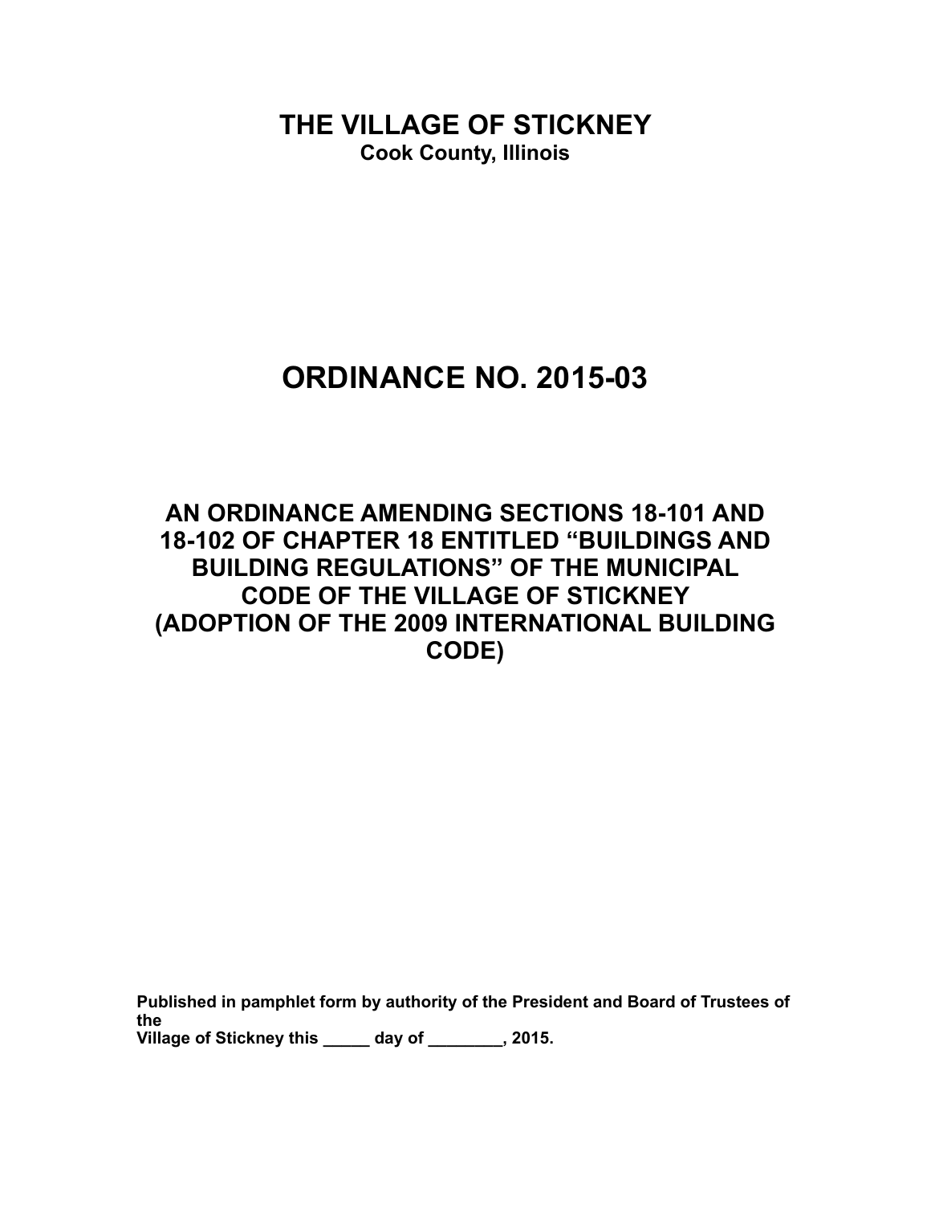# THE VILLAGE OF STICKNEY

**Cook County, Illinois**

# ORDINANCE NO. 2015-03

## AN ORDINANCE AMENDING SECTIONS 18-101 AND 18-102 OF CHAPTER 18 ENTITLED "BUILDINGS AND BUILDING REGULATIONS" OF THE MUNICIPAL CODE OF THE VILLAGE OF STICKNEY (ADOPTION OF THE 2009 INTERNATIONAL BUILDING CODE)

**Published in pamphlet form by authority of the President and Board of Trustees of the Village of Stickney this _____ day of ________, 2015.**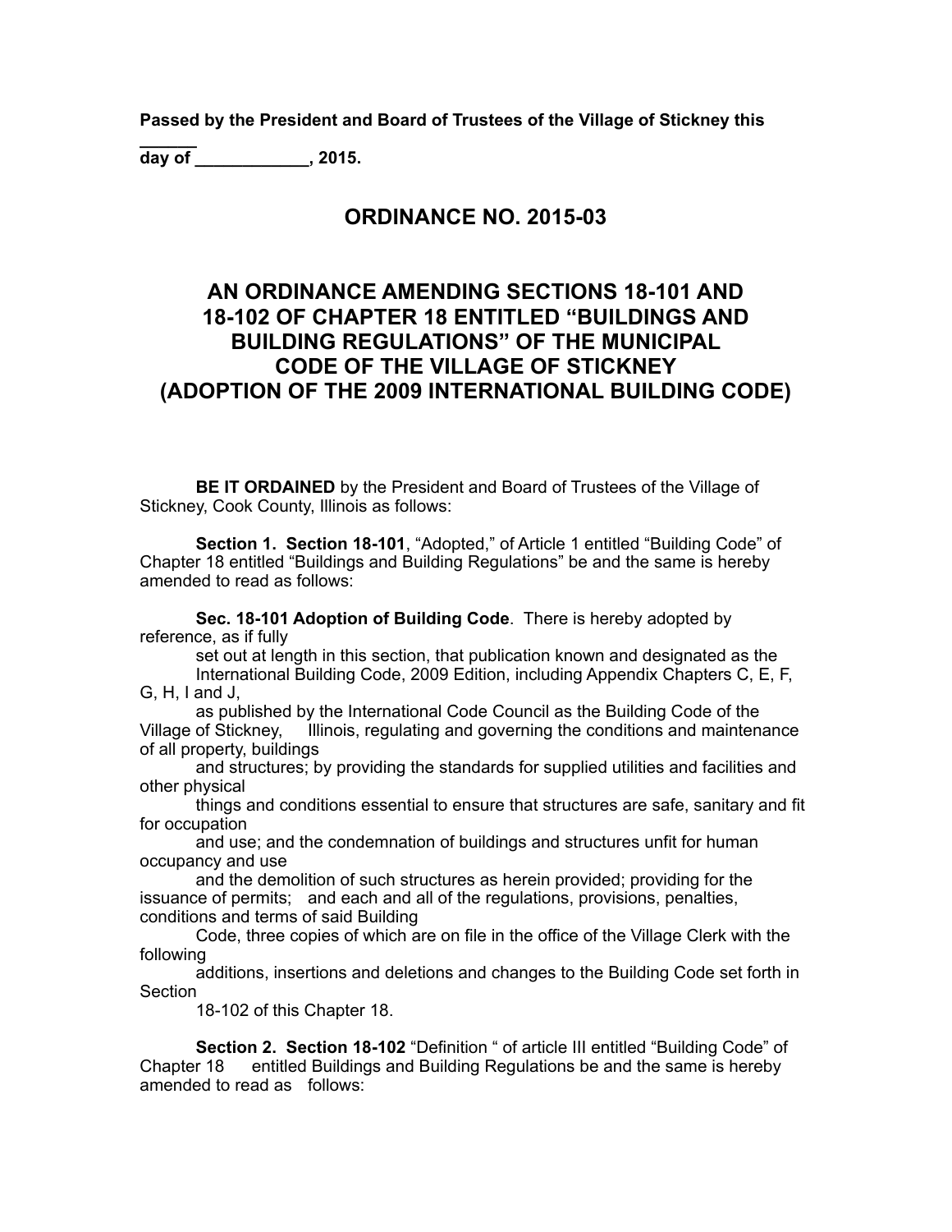**Passed by the President and Board of Trustees of the Village of Stickney this ______ day of ____________, 2015.**

## ORDINANCE NO. 2015-03

## AN ORDINANCE AMENDING SECTIONS 18-101 AND 18-102 OF CHAPTER 18 ENTITLED "BUILDINGS AND BUILDING REGULATIONS" OF THE MUNICIPAL CODE OF THE VILLAGE OF STICKNEY (ADOPTION OF THE 2009 INTERNATIONAL BUILDING CODE)

**BE IT ORDAINED** by the President and Board of Trustees of the Village of Stickney, Cook County, Illinois as follows:

**Section 1. Section 18-101**, "Adopted," of Article 1 entitled "Building Code" of Chapter 18 entitled "Buildings and Building Regulations" be and the same is hereby amended to read as follows:

**Sec. 18-101 Adoption of Building Code**. There is hereby adopted by reference, as if fully set out at length in this section, that publication known and designated as the International Building Code, 2009 Edition, including Appendix Chapters C, E, F, G, H, I and J, as published by the International Code Council as the Building Code of the Village of Stickney, Illinois, regulating and governing the conditions and maintenance of all property, buildings and structures; by providing the standards for supplied utilities and facilities and other physical things and conditions essential to ensure that structures are safe, sanitary and fit for occupation and use; and the condemnation of buildings and structures unfit for human occupancy and use and the demolition of such structures as herein provided; providing for the issuance of permits; and each and all of the regulations, provisions, penalties, conditions and terms of said Building Code, three copies of which are on file in the office of the Village Clerk with the following additions, insertions and deletions and changes to the Building Code set forth in Section 18-102 of this Chapter 18.

**Section 2. Section 18-102** "Definition " of article III entitled "Building Code" of Chapter 18 entitled Buildings and Building Regulations be and the same is hereby amended to read as follows: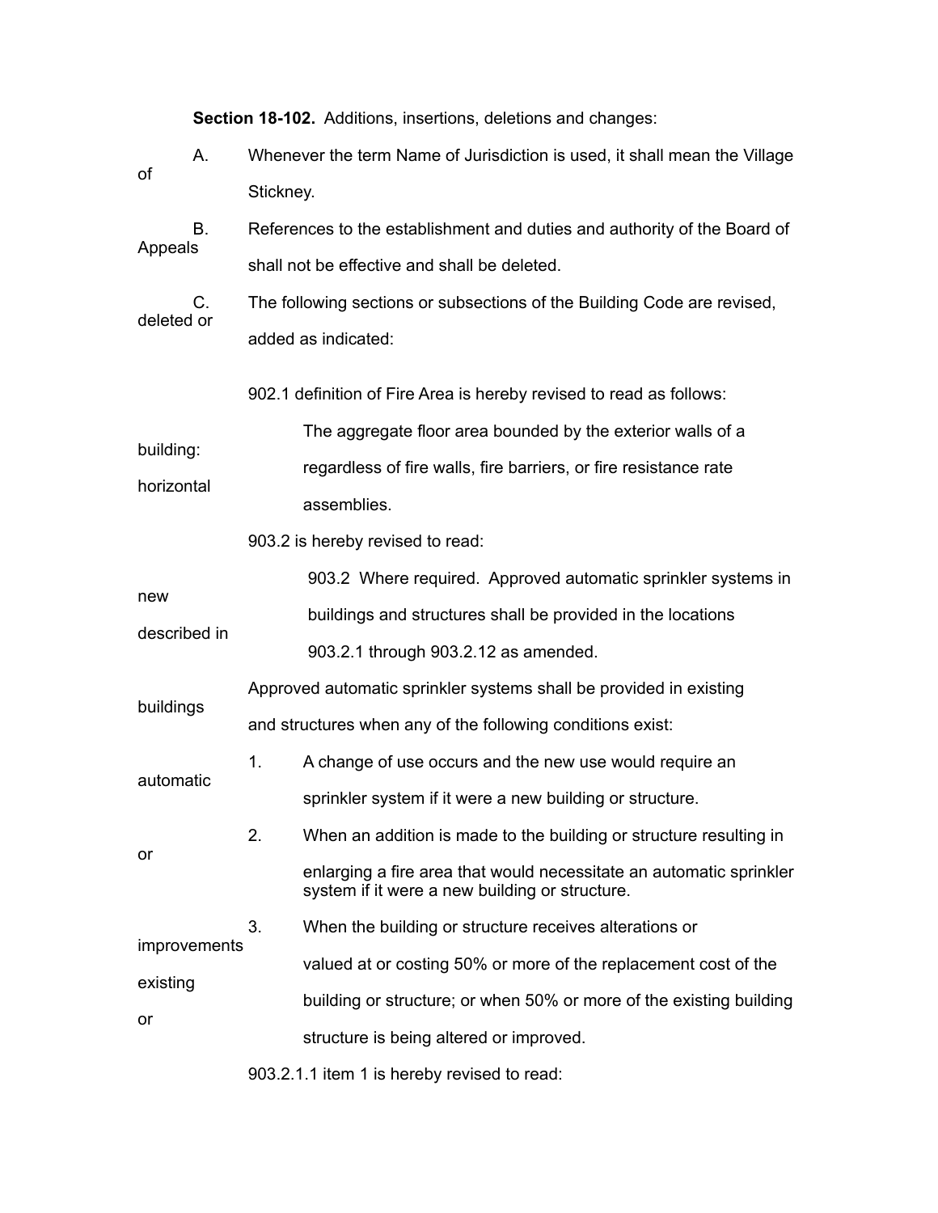**Section 18-102.** Additions, insertions, deletions and changes:

A. Whenever the term Name of Jurisdiction is used, it shall mean the Village of Stickney.

B. References to the establishment and duties and authority of the Board of Appeals shall not be effective and shall be deleted.

C. The following sections or subsections of the Building Code are revised, deleted or added as indicated:

902.1 definition of Fire Area is hereby revised to read as follows:

> The aggregate floor area bounded by the exterior walls of a building: regardless of fire walls, fire barriers, or fire resistance rate horizontal assemblies.

903.2 is hereby revised to read:

> 903.2 Where required. Approved automatic sprinkler systems in new buildings and structures shall be provided in the locations described in 903.2.1 through 903.2.12 as amended.

Approved automatic sprinkler systems shall be provided in existing buildings and structures when any of the following conditions exist:

1. A change of use occurs and the new use would require an automatic sprinkler system if it were a new building or structure.
2. When an addition is made to the building or structure resulting in or enlarging a fire area that would necessitate an automatic sprinkler system if it were a new building or structure.
3. When the building or structure receives alterations or improvements valued at or costing 50% or more of the replacement cost of the existing building or structure; or when 50% or more of the existing building or structure is being altered or improved.

903.2.1.1 item 1 is hereby revised to read: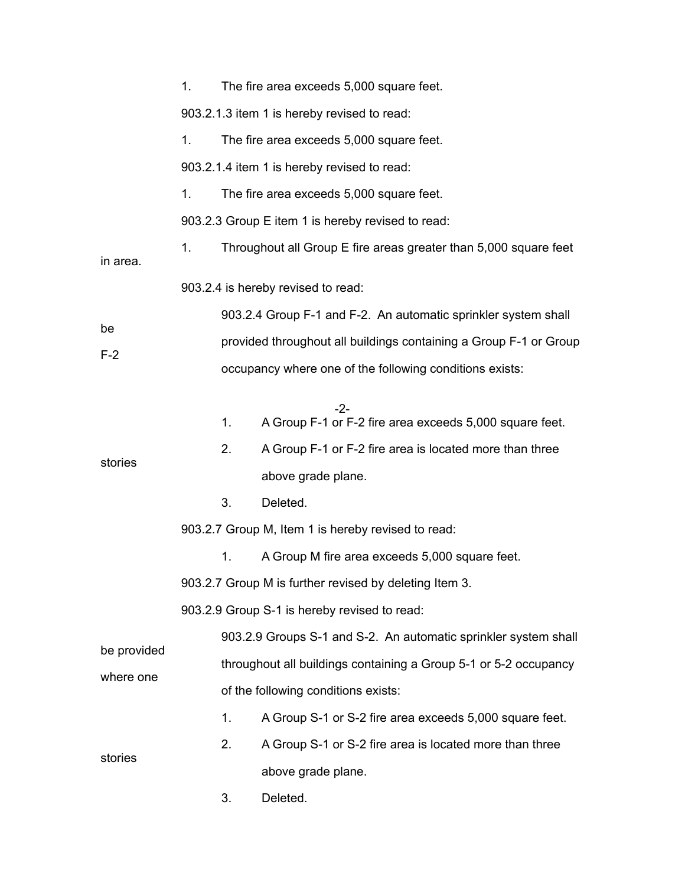1. The fire area exceeds 5,000 square feet.

903.2.1.3 item 1 is hereby revised to read:

1. The fire area exceeds 5,000 square feet.

903.2.1.4 item 1 is hereby revised to read:

1. The fire area exceeds 5,000 square feet.

903.2.3 Group E item 1 is hereby revised to read:

1. Throughout all Group E fire areas greater than 5,000 square feet in area.

903.2.4 is hereby revised to read:

> 903.2.4 Group F-1 and F-2. An automatic sprinkler system shall be provided throughout all buildings containing a Group F-1 or Group F-2 occupancy where one of the following conditions exists:
>
> 1. A Group F-1 or F-2 fire area exceeds 5,000 square feet.
> 2. A Group F-1 or F-2 fire area is located more than three stories above grade plane.
> 3. Deleted.

903.2.7 Group M, Item 1 is hereby revised to read:

> 1. A Group M fire area exceeds 5,000 square feet.

903.2.7 Group M is further revised by deleting Item 3.

903.2.9 Group S-1 is hereby revised to read:

> 903.2.9 Groups S-1 and S-2. An automatic sprinkler system shall be provided throughout all buildings containing a Group 5-1 or 5-2 occupancy where one of the following conditions exists:
>
> 1. A Group S-1 or S-2 fire area exceeds 5,000 square feet.
> 2. A Group S-1 or S-2 fire area is located more than three stories above grade plane.
> 3. Deleted.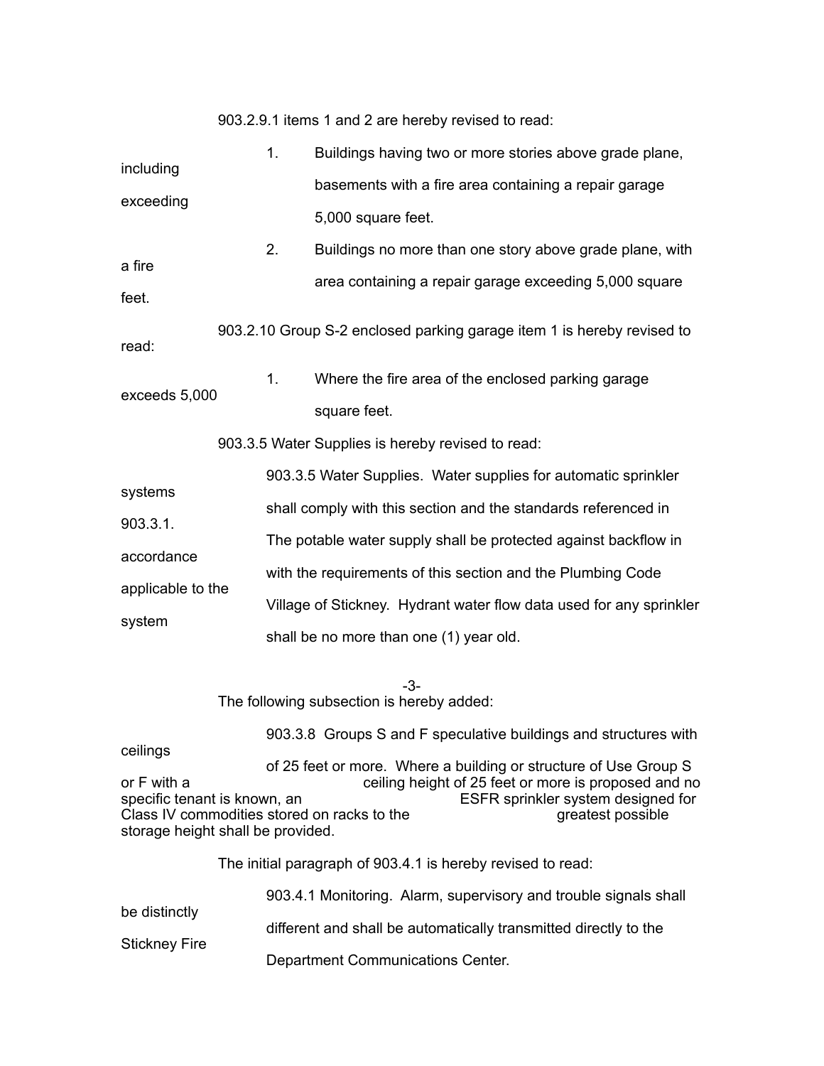903.2.9.1 items 1 and 2 are hereby revised to read:

1. Buildings having two or more stories above grade plane, including basements with a fire area containing a repair garage exceeding 5,000 square feet.

2. Buildings no more than one story above grade plane, with a fire area containing a repair garage exceeding 5,000 square feet.

903.2.10 Group S-2 enclosed parking garage item 1 is hereby revised to read:

1. Where the fire area of the enclosed parking garage exceeds 5,000 square feet.

903.3.5 Water Supplies is hereby revised to read:

903.3.5 Water Supplies. Water supplies for automatic sprinkler systems shall comply with this section and the standards referenced in 903.3.1. The potable water supply shall be protected against backflow in accordance with the requirements of this section and the Plumbing Code applicable to the Village of Stickney. Hydrant water flow data used for any sprinkler system shall be no more than one (1) year old.

The following subsection is hereby added:

903.3.8 Groups S and F speculative buildings and structures with ceilings of 25 feet or more. Where a building or structure of Use Group S or F with a ceiling height of 25 feet or more is proposed and no specific tenant is known, an ESFR sprinkler system designed for Class IV commodities stored on racks to the greatest possible storage height shall be provided.

The initial paragraph of 903.4.1 is hereby revised to read:

903.4.1 Monitoring. Alarm, supervisory and trouble signals shall be distinctly different and shall be automatically transmitted directly to the Stickney Fire Department Communications Center.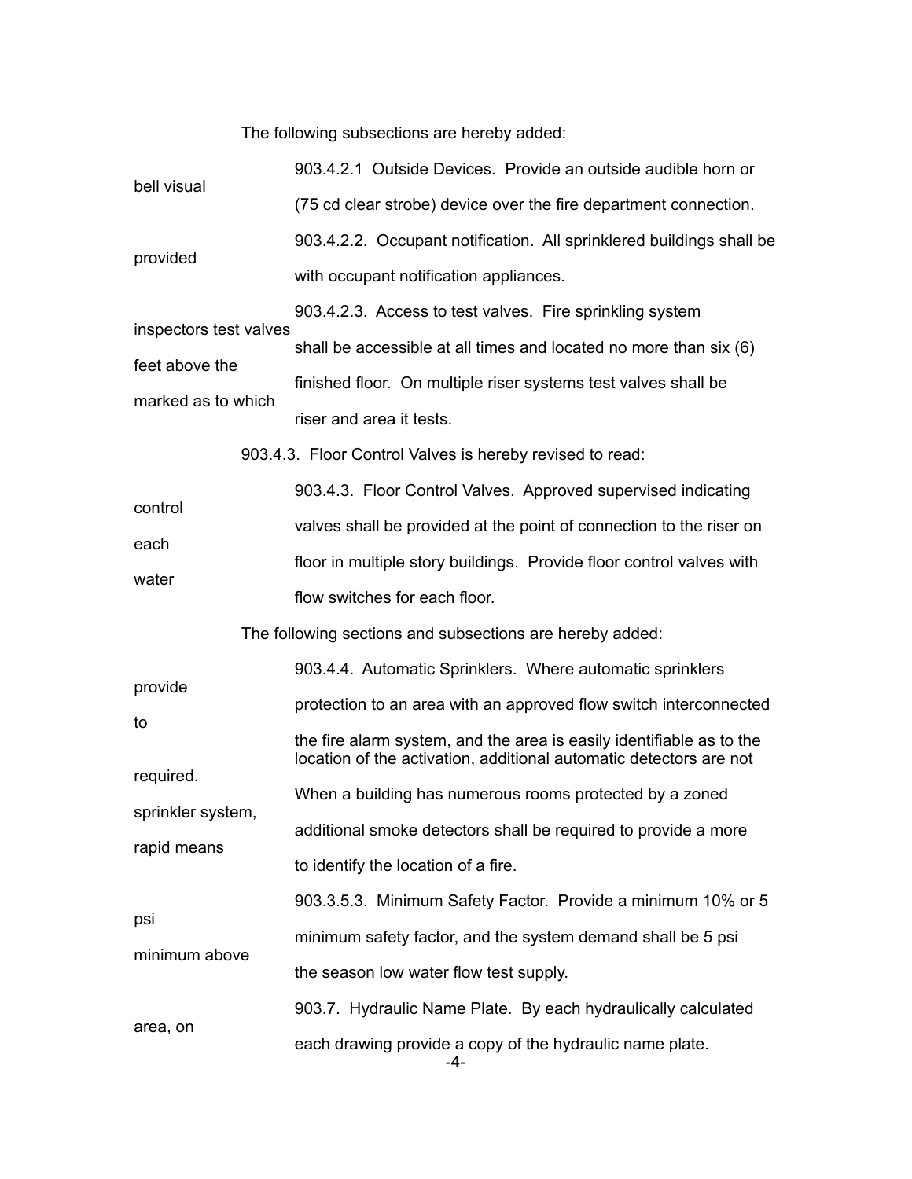The following subsections are hereby added:

903.4.2.1 Outside Devices. Provide an outside audible horn or bell visual (75 cd clear strobe) device over the fire department connection.

903.4.2.2. Occupant notification. All sprinklered buildings shall be provided with occupant notification appliances.

903.4.2.3. Access to test valves. Fire sprinkling system inspectors test valves shall be accessible at all times and located no more than six (6) feet above the finished floor. On multiple riser systems test valves shall be marked as to which riser and area it tests.

903.4.3. Floor Control Valves is hereby revised to read:

903.4.3. Floor Control Valves. Approved supervised indicating control valves shall be provided at the point of connection to the riser on each floor in multiple story buildings. Provide floor control valves with water flow switches for each floor.

The following sections and subsections are hereby added:

903.4.4. Automatic Sprinklers. Where automatic sprinklers provide protection to an area with an approved flow switch interconnected to the fire alarm system, and the area is easily identifiable as to the location of the activation, additional automatic detectors are not required. When a building has numerous rooms protected by a zoned sprinkler system, additional smoke detectors shall be required to provide a more rapid means to identify the location of a fire.

903.3.5.3. Minimum Safety Factor. Provide a minimum 10% or 5 psi minimum safety factor, and the system demand shall be 5 psi minimum above the season low water flow test supply.

903.7. Hydraulic Name Plate. By each hydraulically calculated area, on each drawing provide a copy of the hydraulic name plate.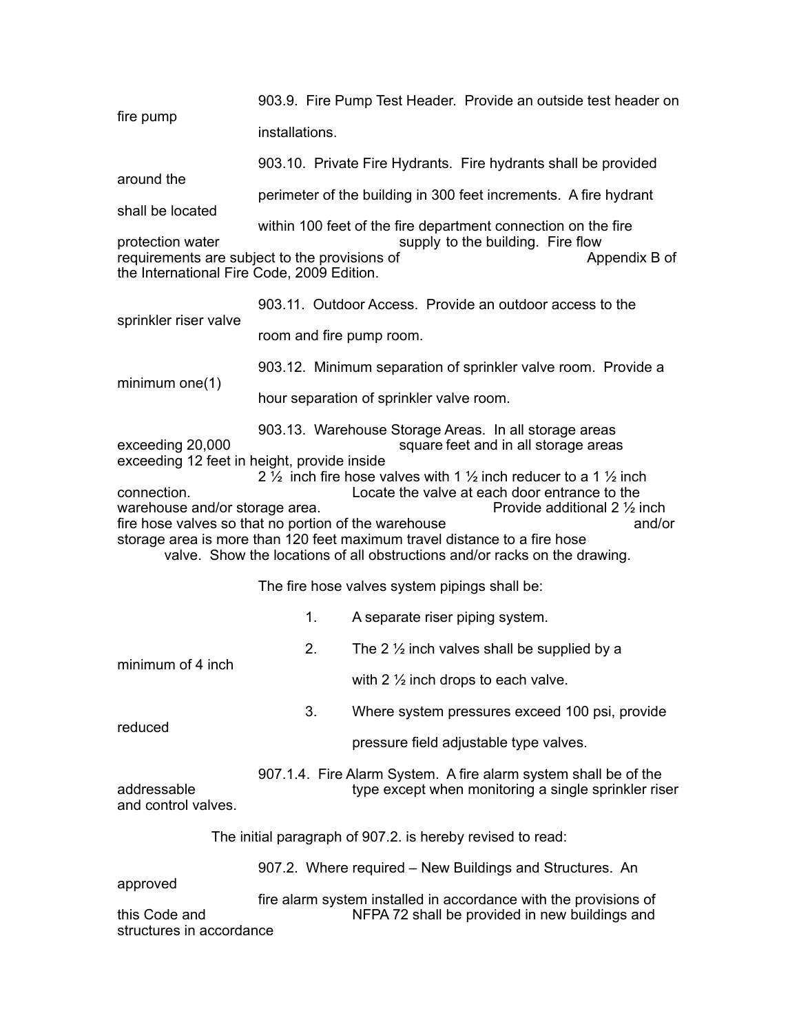903.9. Fire Pump Test Header. Provide an outside test header on fire pump installations.

903.10. Private Fire Hydrants. Fire hydrants shall be provided around the perimeter of the building in 300 feet increments. A fire hydrant shall be located within 100 feet of the fire department connection on the fire protection water supply to the building. Fire flow requirements are subject to the provisions of Appendix B of the International Fire Code, 2009 Edition.

903.11. Outdoor Access. Provide an outdoor access to the sprinkler riser valve room and fire pump room.

903.12. Minimum separation of sprinkler valve room. Provide a minimum one(1) hour separation of sprinkler valve room.

903.13. Warehouse Storage Areas. In all storage areas exceeding 20,000 square feet and in all storage areas exceeding 12 feet in height, provide inside 2 ½ inch fire hose valves with 1 ½ inch reducer to a 1 ½ inch connection. Locate the valve at each door entrance to the warehouse and/or storage area. Provide additional 2 ½ inch fire hose valves so that no portion of the warehouse and/or storage area is more than 120 feet maximum travel distance to a fire hose valve. Show the locations of all obstructions and/or racks on the drawing.

The fire hose valves system pipings shall be:

1. A separate riser piping system.
2. The 2 ½ inch valves shall be supplied by a minimum of 4 inch with 2 ½ inch drops to each valve.
3. Where system pressures exceed 100 psi, provide reduced pressure field adjustable type valves.

907.1.4. Fire Alarm System. A fire alarm system shall be of the addressable type except when monitoring a single sprinkler riser and control valves.

The initial paragraph of 907.2. is hereby revised to read:

907.2. Where required – New Buildings and Structures. An approved fire alarm system installed in accordance with the provisions of this Code and NFPA 72 shall be provided in new buildings and structures in accordance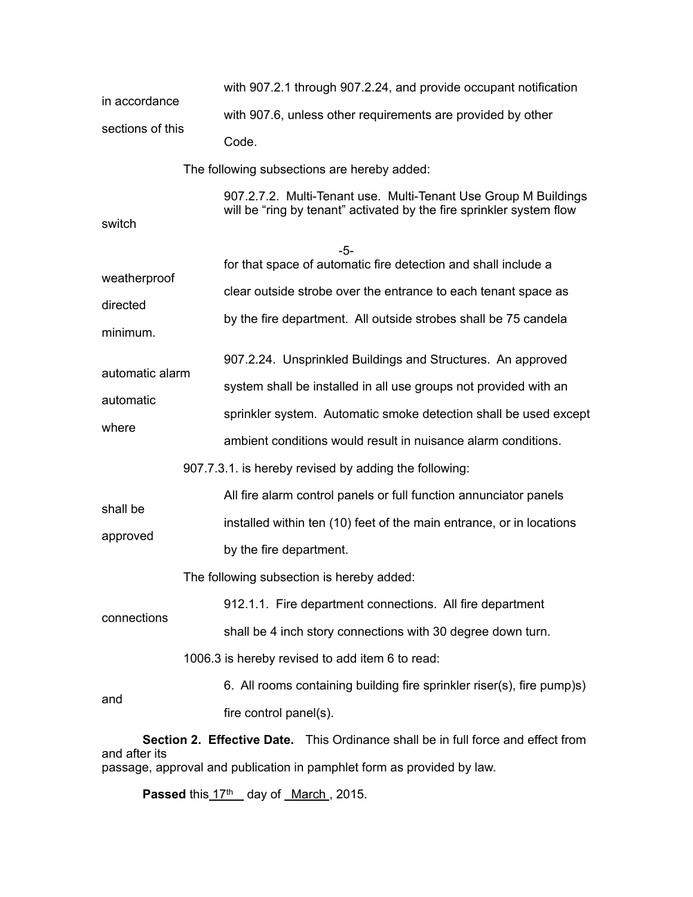in accordance with 907.2.1 through 907.2.24, and provide occupant notification sections of this with 907.6, unless other requirements are provided by other Code.

The following subsections are hereby added:

907.2.7.2. Multi-Tenant use. Multi-Tenant Use Group M Buildings will be "ring by tenant" activated by the fire sprinkler system flow switch for that space of automatic fire detection and shall include a weatherproof clear outside strobe over the entrance to each tenant space as directed by the fire department. All outside strobes shall be 75 candela minimum.

907.2.24. Unsprinkled Buildings and Structures. An approved automatic alarm system shall be installed in all use groups not provided with an automatic sprinkler system. Automatic smoke detection shall be used except where ambient conditions would result in nuisance alarm conditions.

907.7.3.1. is hereby revised by adding the following:

All fire alarm control panels or full function annunciator panels shall be installed within ten (10) feet of the main entrance, or in locations approved by the fire department.

The following subsection is hereby added:

912.1.1. Fire department connections. All fire department connections shall be 4 inch story connections with 30 degree down turn.

1006.3 is hereby revised to add item 6 to read:

6. All rooms containing building fire sprinkler riser(s), fire pump)s) and fire control panel(s).

**Section 2. Effective Date.** This Ordinance shall be in full force and effect from and after its passage, approval and publication in pamphlet form as provided by law.

**Passed** this 17th day of March, 2015.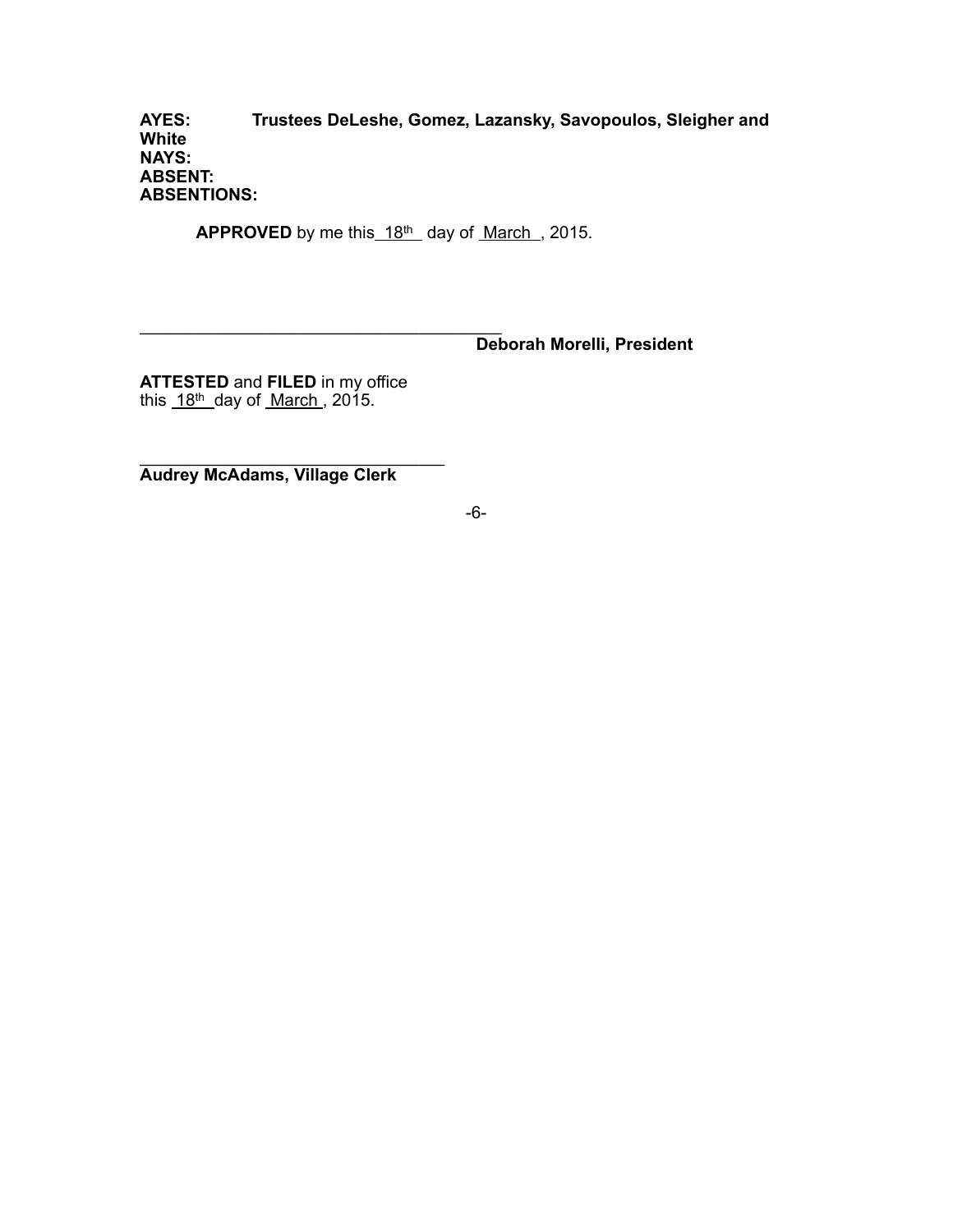**AYES:** **Trustees DeLeshe, Gomez, Lazansky, Savopoulos, Sleigher and White**
**NAYS:**
**ABSENT:**
**ABSENTIONS:**

**APPROVED** by me this 18th day of March, 2015.

\_\_\_\_\_\_\_\_\_\_\_\_\_\_\_\_\_\_\_\_\_\_\_\_\_\_\_\_\_\_\_\_\_\_\_\_\_\_\_\_
**Deborah Morelli, President**

**ATTESTED** and **FILED** in my office
this 18th day of March, 2015.

\_\_\_\_\_\_\_\_\_\_\_\_\_\_\_\_\_\_\_\_\_\_\_\_\_\_\_\_\_\_\_\_\_\_
**Audrey McAdams, Village Clerk**